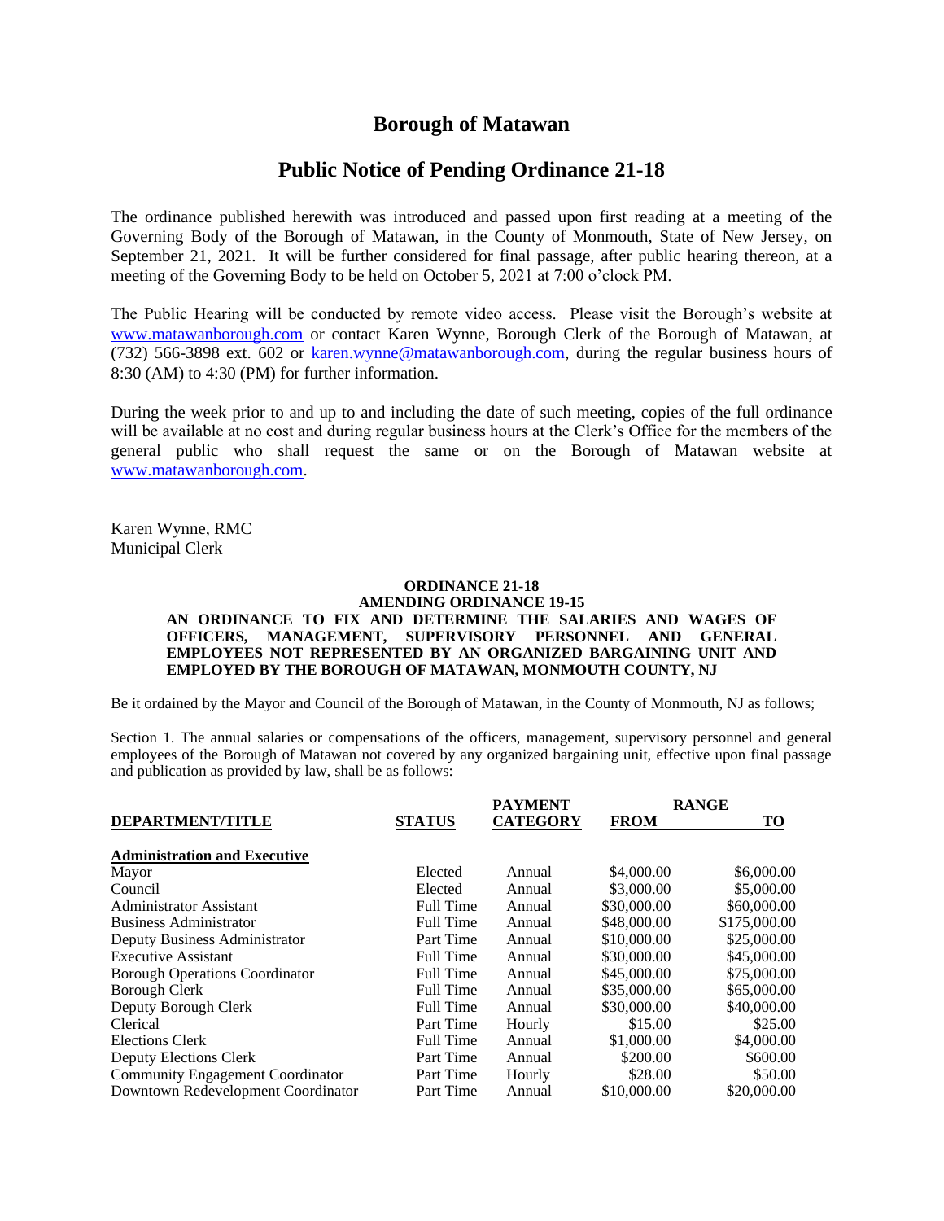# Borough of Matawan

## Public Notice of Pending Ordinance 21-18

The ordinance published herewith was introduced and passed upon first reading at a meeting of the Governing Body of the Borough of Matawan, in the County of Monmouth, State of New Jersey, on September 21, 2021. It will be further considered for final passage, after public hearing thereon, at a meeting of the Governing Body to be held on October 5, 2021 at 7:00 o'clock PM.

The Public Hearing will be conducted by remote video access. Please visit the Borough's website at www.matawanborough.com or contact Karen Wynne, Borough Clerk of the Borough of Matawan, at (732) 566-3898 ext. 602 or karen.wynne@matawanborough.com, during the regular business hours of 8:30 (AM) to 4:30 (PM) for further information.

During the week prior to and up to and including the date of such meeting, copies of the full ordinance will be available at no cost and during regular business hours at the Clerk's Office for the members of the general public who shall request the same or on the Borough of Matawan website at www.matawanborough.com.

Karen Wynne, RMC
Municipal Clerk

**ORDINANCE 21-18**
**AMENDING ORDINANCE 19-15**
**AN ORDINANCE TO FIX AND DETERMINE THE SALARIES AND WAGES OF OFFICERS, MANAGEMENT, SUPERVISORY PERSONNEL AND GENERAL EMPLOYEES NOT REPRESENTED BY AN ORGANIZED BARGAINING UNIT AND EMPLOYED BY THE BOROUGH OF MATAWAN, MONMOUTH COUNTY, NJ**

Be it ordained by the Mayor and Council of the Borough of Matawan, in the County of Monmouth, NJ as follows;

Section 1. The annual salaries or compensations of the officers, management, supervisory personnel and general employees of the Borough of Matawan not covered by any organized bargaining unit, effective upon final passage and publication as provided by law, shall be as follows:

| DEPARTMENT/TITLE | STATUS | PAYMENT CATEGORY | RANGE FROM | TO |
|---|---|---|---|---|
| **Administration and Executive** | | | | |
| Mayor | Elected | Annual | $4,000.00 | $6,000.00 |
| Council | Elected | Annual | $3,000.00 | $5,000.00 |
| Administrator Assistant | Full Time | Annual | $30,000.00 | $60,000.00 |
| Business Administrator | Full Time | Annual | $48,000.00 | $175,000.00 |
| Deputy Business Administrator | Part Time | Annual | $10,000.00 | $25,000.00 |
| Executive Assistant | Full Time | Annual | $30,000.00 | $45,000.00 |
| Borough Operations Coordinator | Full Time | Annual | $45,000.00 | $75,000.00 |
| Borough Clerk | Full Time | Annual | $35,000.00 | $65,000.00 |
| Deputy Borough Clerk | Full Time | Annual | $30,000.00 | $40,000.00 |
| Clerical | Part Time | Hourly | $15.00 | $25.00 |
| Elections Clerk | Full Time | Annual | $1,000.00 | $4,000.00 |
| Deputy Elections Clerk | Part Time | Annual | $200.00 | $600.00 |
| Community Engagement Coordinator | Part Time | Hourly | $28.00 | $50.00 |
| Downtown Redevelopment Coordinator | Part Time | Annual | $10,000.00 | $20,000.00 |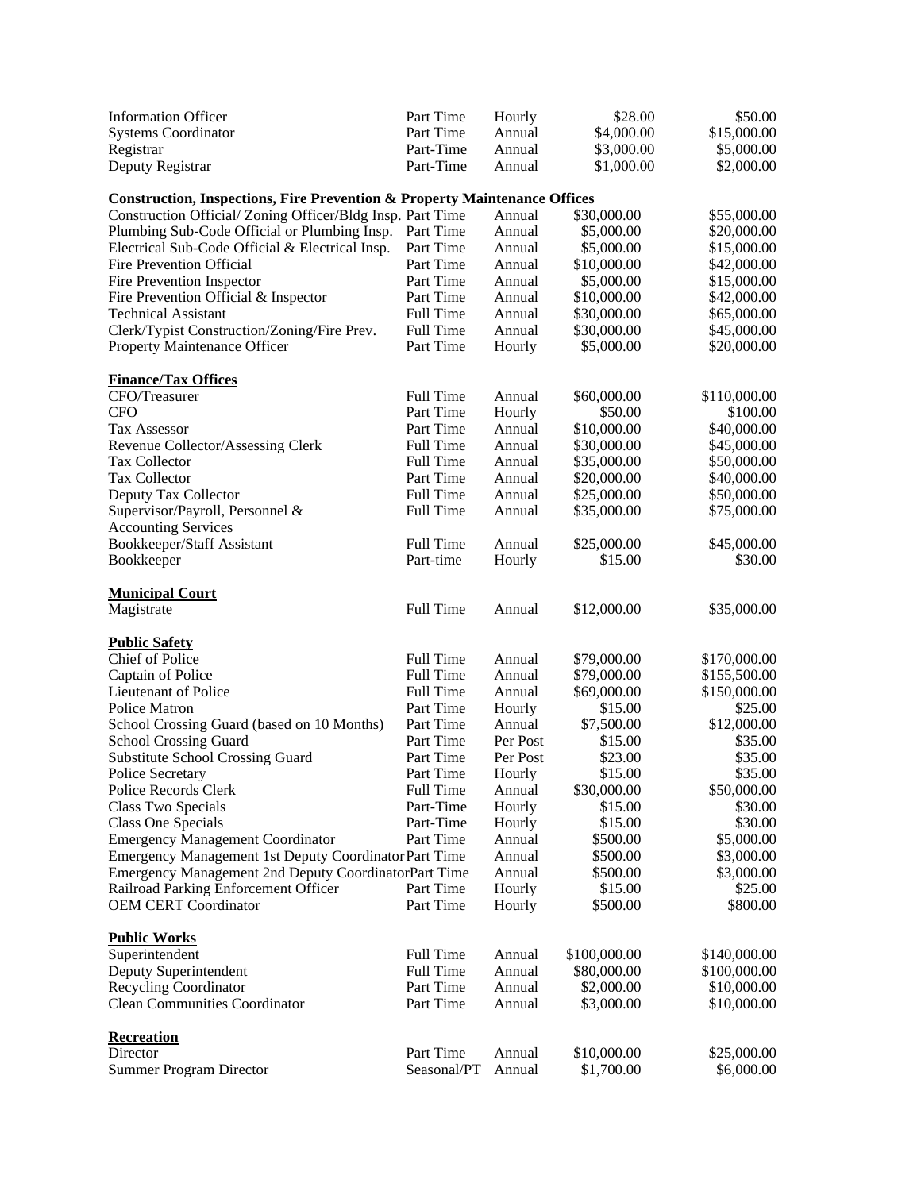| | | | | |
|---|---|---|---|---|
| Information Officer | Part Time | Hourly | \$28.00 | \$50.00 |
| Systems Coordinator | Part Time | Annual | \$4,000.00 | \$15,000.00 |
| Registrar | Part-Time | Annual | \$3,000.00 | \$5,000.00 |
| Deputy Registrar | Part-Time | Annual | \$1,000.00 | \$2,000.00 |
| **Construction, Inspections, Fire Prevention & Property Maintenance Offices** | | | | |
| Construction Official/ Zoning Officer/Bldg Insp. | Part Time | Annual | \$30,000.00 | \$55,000.00 |
| Plumbing Sub-Code Official or Plumbing Insp. | Part Time | Annual | \$5,000.00 | \$20,000.00 |
| Electrical Sub-Code Official & Electrical Insp. | Part Time | Annual | \$5,000.00 | \$15,000.00 |
| Fire Prevention Official | Part Time | Annual | \$10,000.00 | \$42,000.00 |
| Fire Prevention Inspector | Part Time | Annual | \$5,000.00 | \$15,000.00 |
| Fire Prevention Official & Inspector | Part Time | Annual | \$10,000.00 | \$42,000.00 |
| Technical Assistant | Full Time | Annual | \$30,000.00 | \$65,000.00 |
| Clerk/Typist Construction/Zoning/Fire Prev. | Full Time | Annual | \$30,000.00 | \$45,000.00 |
| Property Maintenance Officer | Part Time | Hourly | \$5,000.00 | \$20,000.00 |
| **Finance/Tax Offices** | | | | |
| CFO/Treasurer | Full Time | Annual | \$60,000.00 | \$110,000.00 |
| CFO | Part Time | Hourly | \$50.00 | \$100.00 |
| Tax Assessor | Part Time | Annual | \$10,000.00 | \$40,000.00 |
| Revenue Collector/Assessing Clerk | Full Time | Annual | \$30,000.00 | \$45,000.00 |
| Tax Collector | Full Time | Annual | \$35,000.00 | \$50,000.00 |
| Tax Collector | Part Time | Annual | \$20,000.00 | \$40,000.00 |
| Deputy Tax Collector | Full Time | Annual | \$25,000.00 | \$50,000.00 |
| Supervisor/Payroll, Personnel & Accounting Services | Full Time | Annual | \$35,000.00 | \$75,000.00 |
| Bookkeeper/Staff Assistant | Full Time | Annual | \$25,000.00 | \$45,000.00 |
| Bookkeeper | Part-time | Hourly | \$15.00 | \$30.00 |
| **Municipal Court** | | | | |
| Magistrate | Full Time | Annual | \$12,000.00 | \$35,000.00 |
| **Public Safety** | | | | |
| Chief of Police | Full Time | Annual | \$79,000.00 | \$170,000.00 |
| Captain of Police | Full Time | Annual | \$79,000.00 | \$155,500.00 |
| Lieutenant of Police | Full Time | Annual | \$69,000.00 | \$150,000.00 |
| Police Matron | Part Time | Hourly | \$15.00 | \$25.00 |
| School Crossing Guard (based on 10 Months) | Part Time | Annual | \$7,500.00 | \$12,000.00 |
| School Crossing Guard | Part Time | Per Post | \$15.00 | \$35.00 |
| Substitute School Crossing Guard | Part Time | Per Post | \$23.00 | \$35.00 |
| Police Secretary | Part Time | Hourly | \$15.00 | \$35.00 |
| Police Records Clerk | Full Time | Annual | \$30,000.00 | \$50,000.00 |
| Class Two Specials | Part-Time | Hourly | \$15.00 | \$30.00 |
| Class One Specials | Part-Time | Hourly | \$15.00 | \$30.00 |
| Emergency Management Coordinator | Part Time | Annual | \$500.00 | \$5,000.00 |
| Emergency Management 1st Deputy Coordinator | Part Time | Annual | \$500.00 | \$3,000.00 |
| Emergency Management 2nd Deputy Coordinator | Part Time | Annual | \$500.00 | \$3,000.00 |
| Railroad Parking Enforcement Officer | Part Time | Hourly | \$15.00 | \$25.00 |
| OEM CERT Coordinator | Part Time | Hourly | \$500.00 | \$800.00 |
| **Public Works** | | | | |
| Superintendent | Full Time | Annual | \$100,000.00 | \$140,000.00 |
| Deputy Superintendent | Full Time | Annual | \$80,000.00 | \$100,000.00 |
| Recycling Coordinator | Part Time | Annual | \$2,000.00 | \$10,000.00 |
| Clean Communities Coordinator | Part Time | Annual | \$3,000.00 | \$10,000.00 |
| **Recreation** | | | | |
| Director | Part Time | Annual | \$10,000.00 | \$25,000.00 |
| Summer Program Director | Seasonal/PT | Annual | \$1,700.00 | \$6,000.00 |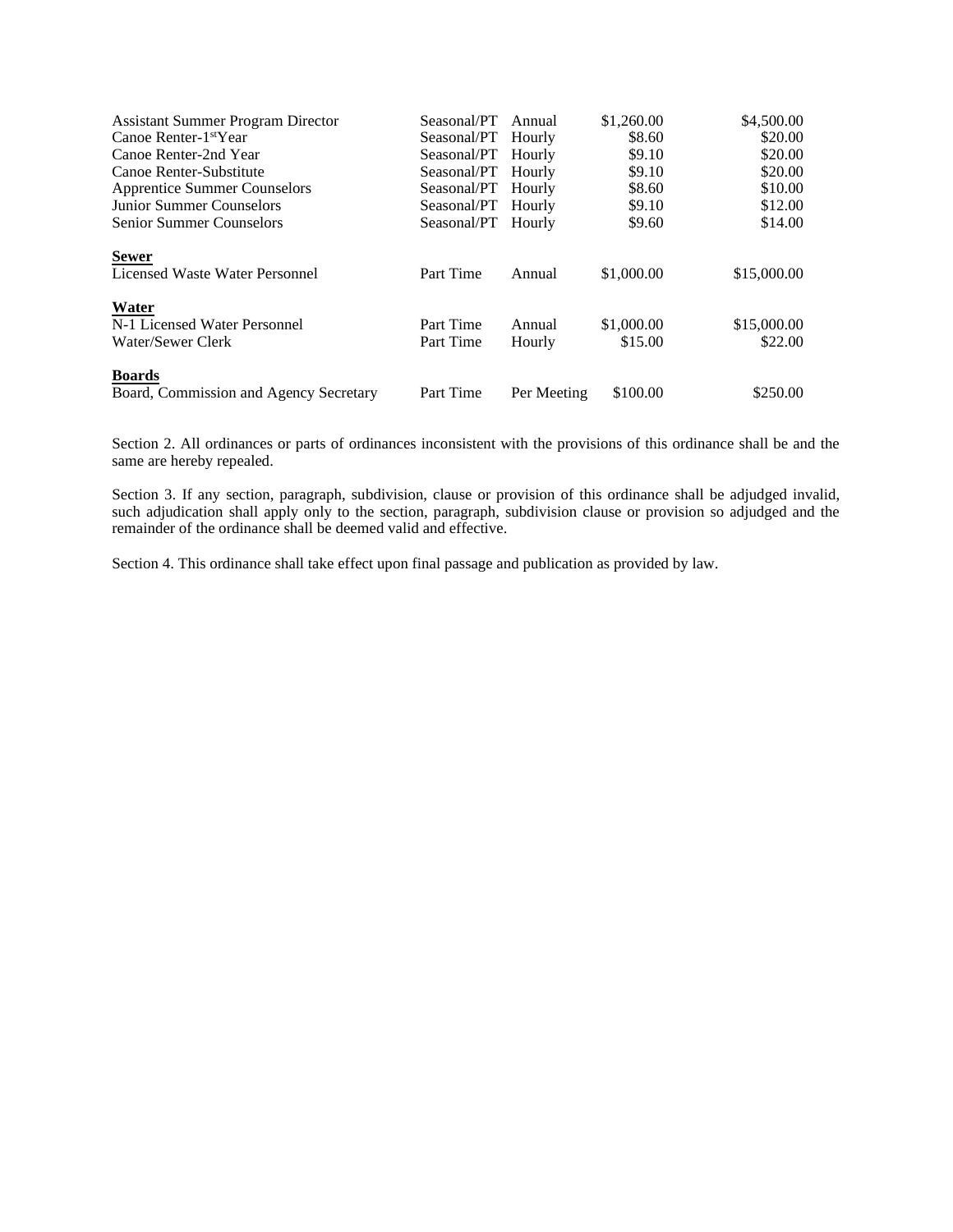| | | | | |
|---|---|---|---|---|
| Assistant Summer Program Director | Seasonal/PT | Annual | $1,260.00 | $4,500.00 |
| Canoe Renter-1st Year | Seasonal/PT | Hourly | $8.60 | $20.00 |
| Canoe Renter-2nd Year | Seasonal/PT | Hourly | $9.10 | $20.00 |
| Canoe Renter-Substitute | Seasonal/PT | Hourly | $9.10 | $20.00 |
| Apprentice Summer Counselors | Seasonal/PT | Hourly | $8.60 | $10.00 |
| Junior Summer Counselors | Seasonal/PT | Hourly | $9.10 | $12.00 |
| Senior Summer Counselors | Seasonal/PT | Hourly | $9.60 | $14.00 |
| **Sewer** | | | | |
| Licensed Waste Water Personnel | Part Time | Annual | $1,000.00 | $15,000.00 |
| **Water** | | | | |
| N-1 Licensed Water Personnel | Part Time | Annual | $1,000.00 | $15,000.00 |
| Water/Sewer Clerk | Part Time | Hourly | $15.00 | $22.00 |
| **Boards** | | | | |
| Board, Commission and Agency Secretary | Part Time | Per Meeting | $100.00 | $250.00 |

Section 2. All ordinances or parts of ordinances inconsistent with the provisions of this ordinance shall be and the same are hereby repealed.

Section 3. If any section, paragraph, subdivision, clause or provision of this ordinance shall be adjudged invalid, such adjudication shall apply only to the section, paragraph, subdivision clause or provision so adjudged and the remainder of the ordinance shall be deemed valid and effective.

Section 4. This ordinance shall take effect upon final passage and publication as provided by law.